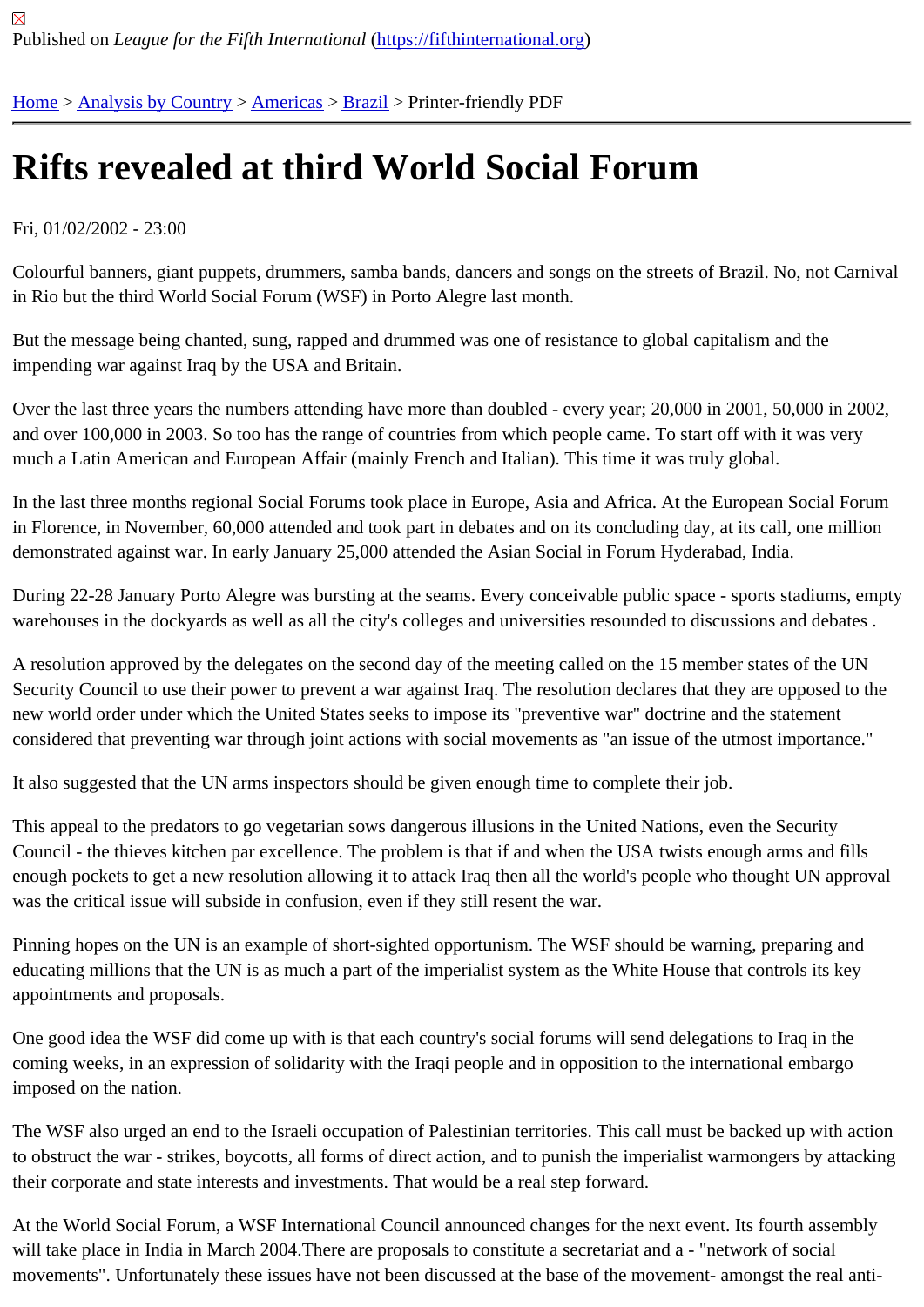Published on *League for the Fifth International* (https://fifthinternational.org)

Home > Analysis by Country > Americas > Brazil > Printer-friendly PDF

# Rifts revealed at third World Social Forum

Fri, 01/02/2002 - 23:00

Colourful banners, giant puppets, drummers, samba bands, dancers and songs on the streets of Brazil. No, not Carnival in Rio but the third World Social Forum (WSF) in Porto Alegre last month.

But the message being chanted, sung, rapped and drummed was one of resistance to global capitalism and the impending war against Iraq by the USA and Britain.

Over the last three years the numbers attending have more than doubled - every year; 20,000 in 2001, 50,000 in 2002, and over 100,000 in 2003. So too has the range of countries from which people came. To start off with it was very much a Latin American and European Affair (mainly French and Italian). This time it was truly global.

In the last three months regional Social Forums took place in Europe, Asia and Africa. At the European Social Forum in Florence, in November, 60,000 attended and took part in debates and on its concluding day, at its call, one million demonstrated against war. In early January 25,000 attended the Asian Social in Forum Hyderabad, India.

During 22-28 January Porto Alegre was bursting at the seams. Every conceivable public space - sports stadiums, empty warehouses in the dockyards as well as all the city's colleges and universities resounded to discussions and debates .

A resolution approved by the delegates on the second day of the meeting called on the 15 member states of the UN Security Council to use their power to prevent a war against Iraq. The resolution declares that they are opposed to the new world order under which the United States seeks to impose its "preventive war" doctrine and the statement considered that preventing war through joint actions with social movements as "an issue of the utmost importance."

It also suggested that the UN arms inspectors should be given enough time to complete their job.

This appeal to the predators to go vegetarian sows dangerous illusions in the United Nations, even the Security Council - the thieves kitchen par excellence. The problem is that if and when the USA twists enough arms and fills enough pockets to get a new resolution allowing it to attack Iraq then all the world's people who thought UN approval was the critical issue will subside in confusion, even if they still resent the war.

Pinning hopes on the UN is an example of short-sighted opportunism. The WSF should be warning, preparing and educating millions that the UN is as much a part of the imperialist system as the White House that controls its key appointments and proposals.

One good idea the WSF did come up with is that each country's social forums will send delegations to Iraq in the coming weeks, in an expression of solidarity with the Iraqi people and in opposition to the international embargo imposed on the nation.

The WSF also urged an end to the Israeli occupation of Palestinian territories. This call must be backed up with action to obstruct the war - strikes, boycotts, all forms of direct action, and to punish the imperialist warmongers by attacking their corporate and state interests and investments. That would be a real step forward.

At the World Social Forum, a WSF International Council announced changes for the next event. Its fourth assembly will take place in India in March 2004.There are proposals to constitute a secretariat and a - "network of social movements". Unfortunately these issues have not been discussed at the base of the movement- amongst the real anti-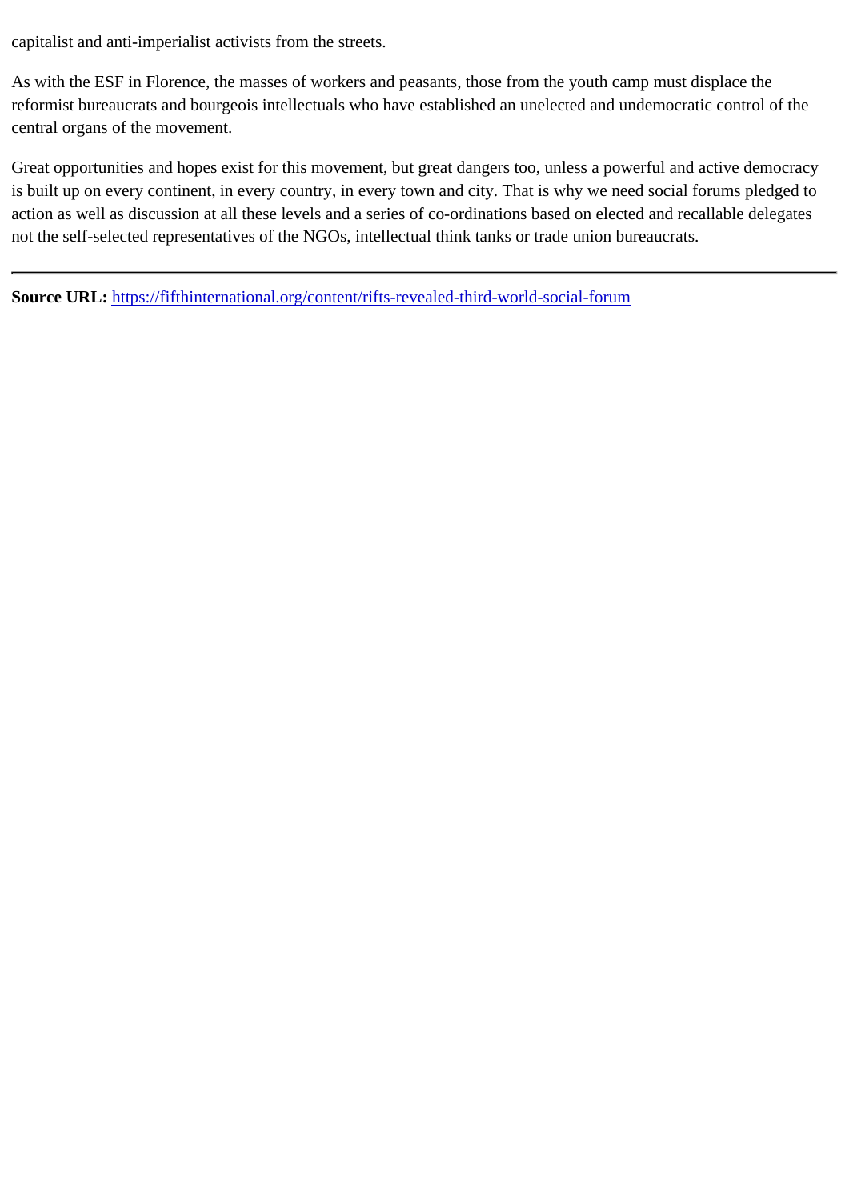capitalist and anti-imperialist activists from the streets.

As with the ESF in Florence, the masses of workers and peasants, those from the youth camp must displace the reformist bureaucrats and bourgeois intellectuals who have established an unelected and undemocratic control of the central organs of the movement.

Great opportunities and hopes exist for this movement, but great dangers too, unless a powerful and active democracy is built up on every continent, in every country, in every town and city. That is why we need social forums pledged to action as well as discussion at all these levels and a series of co-ordinations based on elected and recallable delegates not the self-selected representatives of the NGOs, intellectual think tanks or trade union bureaucrats.

---

**Source URL:** https://fifthinternational.org/content/rifts-revealed-third-world-social-forum